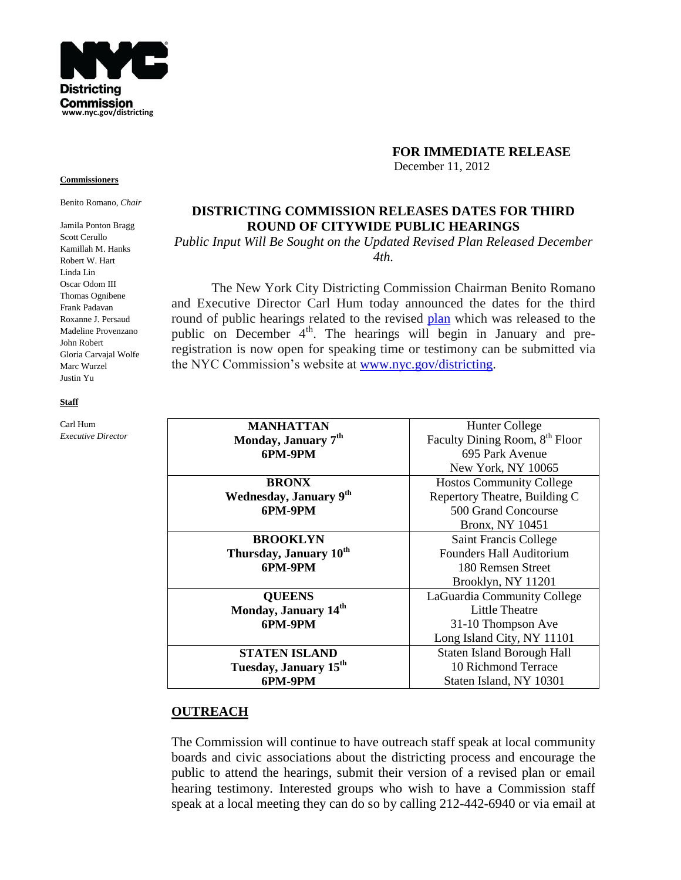NYC Districting Commission
www.nyc.gov/districting

**Commissioners**

Benito Romano, *Chair*

Jamila Ponton Bragg
Scott Cerullo
Kamillah M. Hanks
Robert W. Hart
Linda Lin
Oscar Odom III
Thomas Ognibene
Frank Padavan
Roxanne J. Persaud
Madeline Provenzano
John Robert
Gloria Carvajal Wolfe
Marc Wurzel
Justin Yu

**Staff**

Carl Hum
*Executive Director*

**FOR IMMEDIATE RELEASE**
December 11, 2012

## DISTRICTING COMMISSION RELEASES DATES FOR THIRD ROUND OF CITYWIDE PUBLIC HEARINGS

*Public Input Will Be Sought on the Updated Revised Plan Released December 4th.*

The New York City Districting Commission Chairman Benito Romano and Executive Director Carl Hum today announced the dates for the third round of public hearings related to the revised plan which was released to the public on December 4th. The hearings will begin in January and pre-registration is now open for speaking time or testimony can be submitted via the NYC Commission's website at www.nyc.gov/districting.

| | |
|---|---|
| **MANHATTAN**<br>**Monday, January 7th**<br>**6PM-9PM** | Hunter College<br>Faculty Dining Room, 8th Floor<br>695 Park Avenue<br>New York, NY 10065 |
| **BRONX**<br>**Wednesday, January 9th**<br>**6PM-9PM** | Hostos Community College<br>Repertory Theatre, Building C<br>500 Grand Concourse<br>Bronx, NY 10451 |
| **BROOKLYN**<br>**Thursday, January 10th**<br>**6PM-9PM** | Saint Francis College<br>Founders Hall Auditorium<br>180 Remsen Street<br>Brooklyn, NY 11201 |
| **QUEENS**<br>**Monday, January 14th**<br>**6PM-9PM** | LaGuardia Community College<br>Little Theatre<br>31-10 Thompson Ave<br>Long Island City, NY 11101 |
| **STATEN ISLAND**<br>**Tuesday, January 15th**<br>**6PM-9PM** | Staten Island Borough Hall<br>10 Richmond Terrace<br>Staten Island, NY 10301 |

## OUTREACH

The Commission will continue to have outreach staff speak at local community boards and civic associations about the districting process and encourage the public to attend the hearings, submit their version of a revised plan or email hearing testimony. Interested groups who wish to have a Commission staff speak at a local meeting they can do so by calling 212-442-6940 or via email at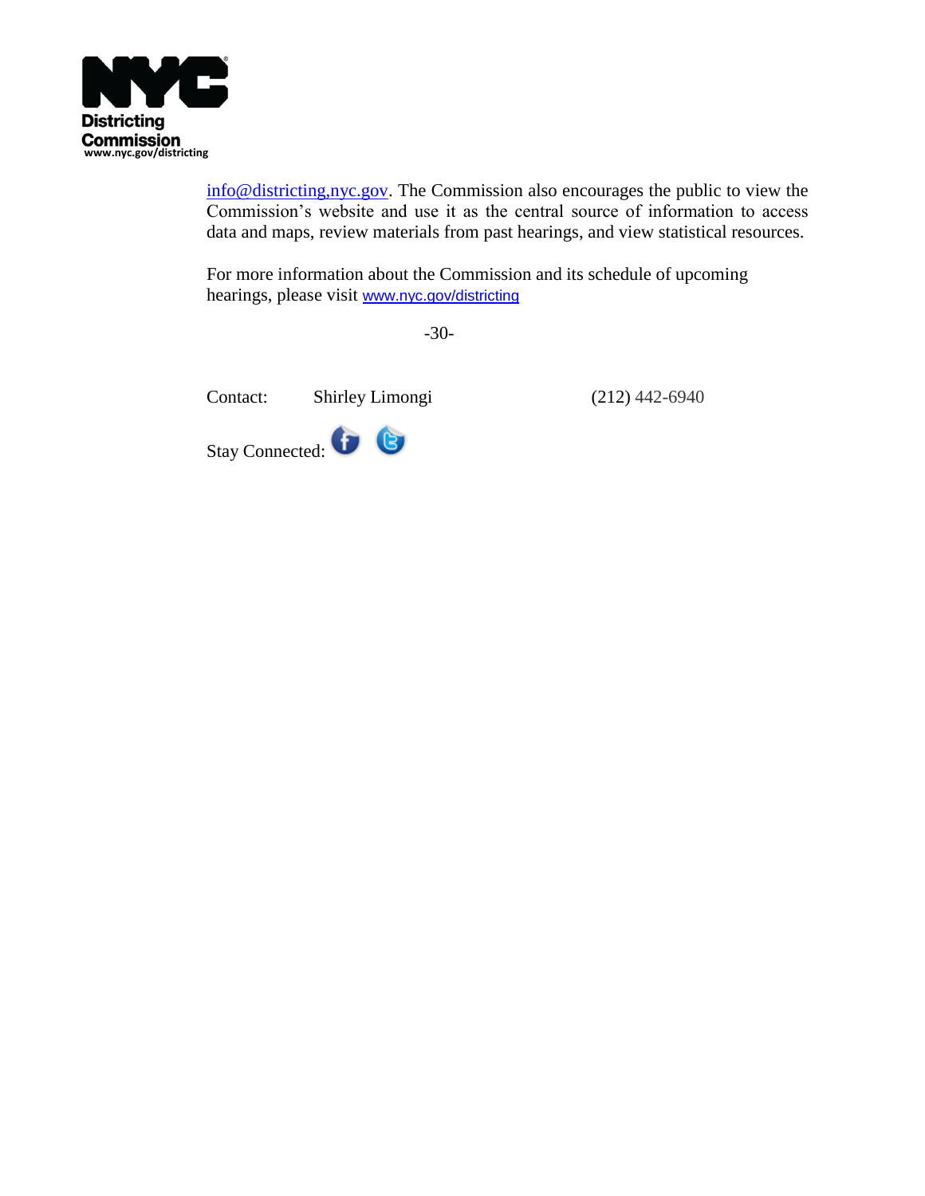info@districting,nyc.gov. The Commission also encourages the public to view the Commission's website and use it as the central source of information to access data and maps, review materials from past hearings, and view statistical resources.

For more information about the Commission and its schedule of upcoming hearings, please visit www.nyc.gov/districting

-30-

Contact: Shirley Limongi (212) 442-6940

Stay Connected: